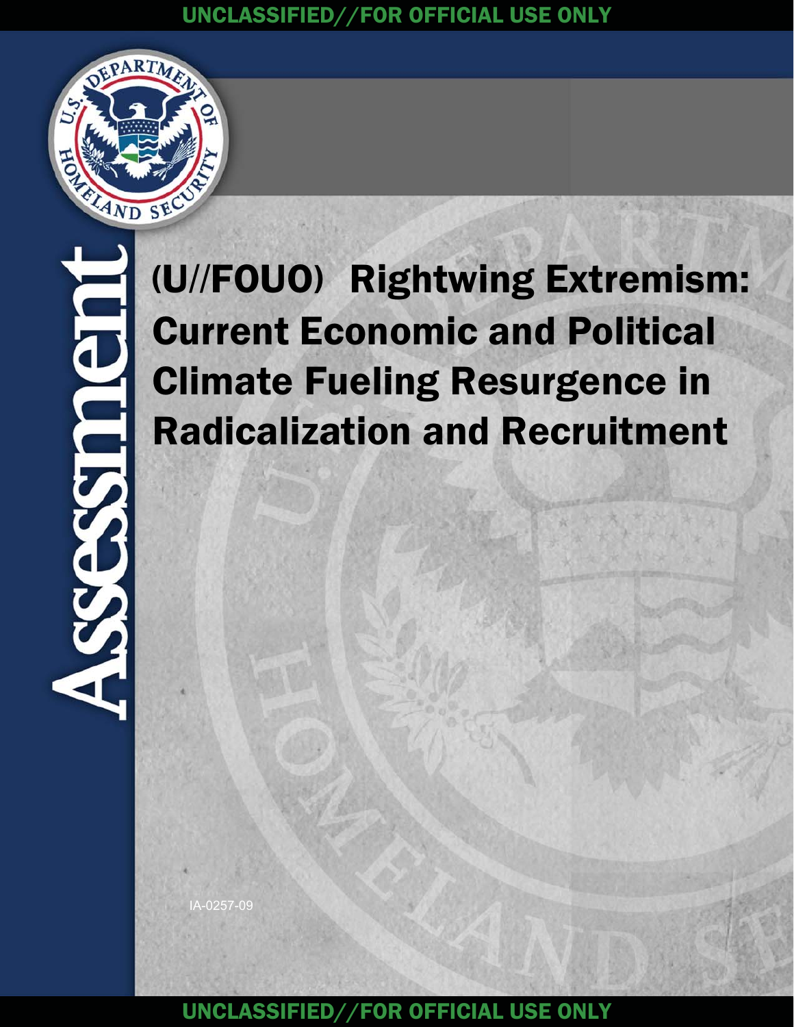UNCLASSIFIED//FOR OFFICIAL USE ONLY

Assessment

# (U//FOUO) Rightwing Extremism: Current Economic and Political Climate Fueling Resurgence in Radicalization and Recruitment

IA-0257-09

UNCLASSIFIED//FOR OFFICIAL USE ONLY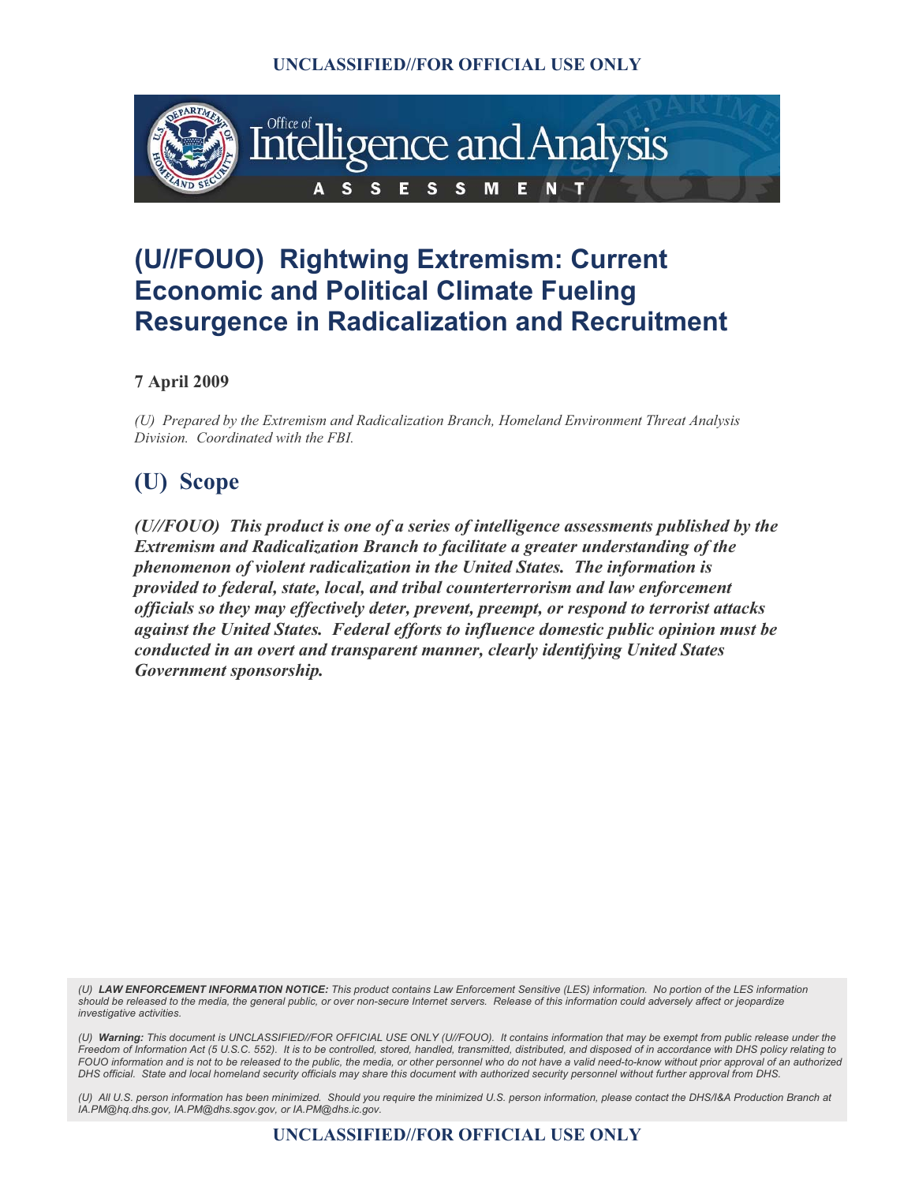# (U//FOUO) Rightwing Extremism: Current Economic and Political Climate Fueling Resurgence in Radicalization and Recruitment

**7 April 2009**

*(U) Prepared by the Extremism and Radicalization Branch, Homeland Environment Threat Analysis Division. Coordinated with the FBI.*

## (U) Scope

***(U//FOUO) This product is one of a series of intelligence assessments published by the Extremism and Radicalization Branch to facilitate a greater understanding of the phenomenon of violent radicalization in the United States. The information is provided to federal, state, local, and tribal counterterrorism and law enforcement officials so they may effectively deter, prevent, preempt, or respond to terrorist attacks against the United States. Federal efforts to influence domestic public opinion must be conducted in an overt and transparent manner, clearly identifying United States Government sponsorship.***

*(U) **LAW ENFORCEMENT INFORMATION NOTICE:** This product contains Law Enforcement Sensitive (LES) information. No portion of the LES information should be released to the media, the general public, or over non-secure Internet servers. Release of this information could adversely affect or jeopardize investigative activities.*

*(U) **Warning:** This document is UNCLASSIFIED//FOR OFFICIAL USE ONLY (U//FOUO). It contains information that may be exempt from public release under the Freedom of Information Act (5 U.S.C. 552). It is to be controlled, stored, handled, transmitted, distributed, and disposed of in accordance with DHS policy relating to FOUO information and is not to be released to the public, the media, or other personnel who do not have a valid need-to-know without prior approval of an authorized DHS official. State and local homeland security officials may share this document with authorized security personnel without further approval from DHS.*

*(U) All U.S. person information has been minimized. Should you require the minimized U.S. person information, please contact the DHS/I&A Production Branch at IA.PM@hq.dhs.gov, IA.PM@dhs.sgov.gov, or IA.PM@dhs.ic.gov.*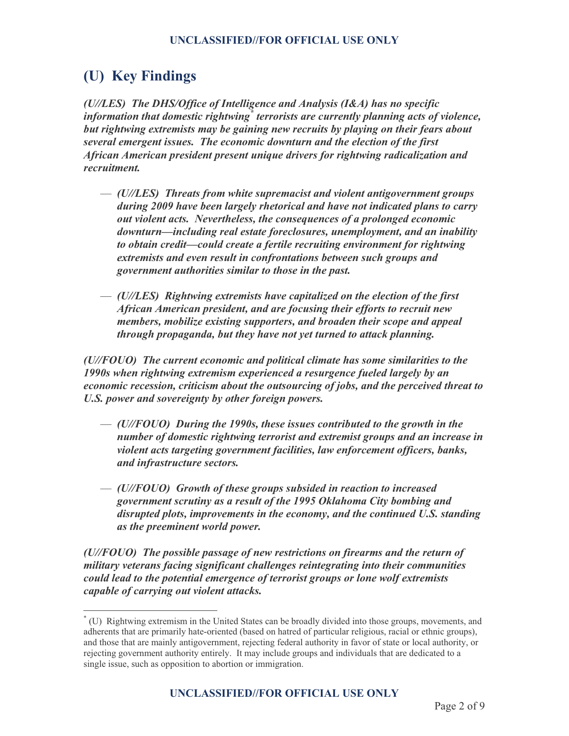# (U) Key Findings

***(U//LES) The DHS/Office of Intelligence and Analysis (I&A) has no specific information that domestic rightwing[*] terrorists are currently planning acts of violence, but rightwing extremists may be gaining new recruits by playing on their fears about several emergent issues. The economic downturn and the election of the first African American president present unique drivers for rightwing radicalization and recruitment.***

- ***(U//LES) Threats from white supremacist and violent antigovernment groups during 2009 have been largely rhetorical and have not indicated plans to carry out violent acts. Nevertheless, the consequences of a prolonged economic downturn—including real estate foreclosures, unemployment, and an inability to obtain credit—could create a fertile recruiting environment for rightwing extremists and even result in confrontations between such groups and government authorities similar to those in the past.***

- ***(U//LES) Rightwing extremists have capitalized on the election of the first African American president, and are focusing their efforts to recruit new members, mobilize existing supporters, and broaden their scope and appeal through propaganda, but they have not yet turned to attack planning.***

***(U//FOUO) The current economic and political climate has some similarities to the 1990s when rightwing extremism experienced a resurgence fueled largely by an economic recession, criticism about the outsourcing of jobs, and the perceived threat to U.S. power and sovereignty by other foreign powers.***

- ***(U//FOUO) During the 1990s, these issues contributed to the growth in the number of domestic rightwing terrorist and extremist groups and an increase in violent acts targeting government facilities, law enforcement officers, banks, and infrastructure sectors.***

- ***(U//FOUO) Growth of these groups subsided in reaction to increased government scrutiny as a result of the 1995 Oklahoma City bombing and disrupted plots, improvements in the economy, and the continued U.S. standing as the preeminent world power.***

***(U//FOUO) The possible passage of new restrictions on firearms and the return of military veterans facing significant challenges reintegrating into their communities could lead to the potential emergence of terrorist groups or lone wolf extremists capable of carrying out violent attacks.***

---

[*] (U) Rightwing extremism in the United States can be broadly divided into those groups, movements, and adherents that are primarily hate-oriented (based on hatred of particular religious, racial or ethnic groups), and those that are mainly antigovernment, rejecting federal authority in favor of state or local authority, or rejecting government authority entirely. It may include groups and individuals that are dedicated to a single issue, such as opposition to abortion or immigration.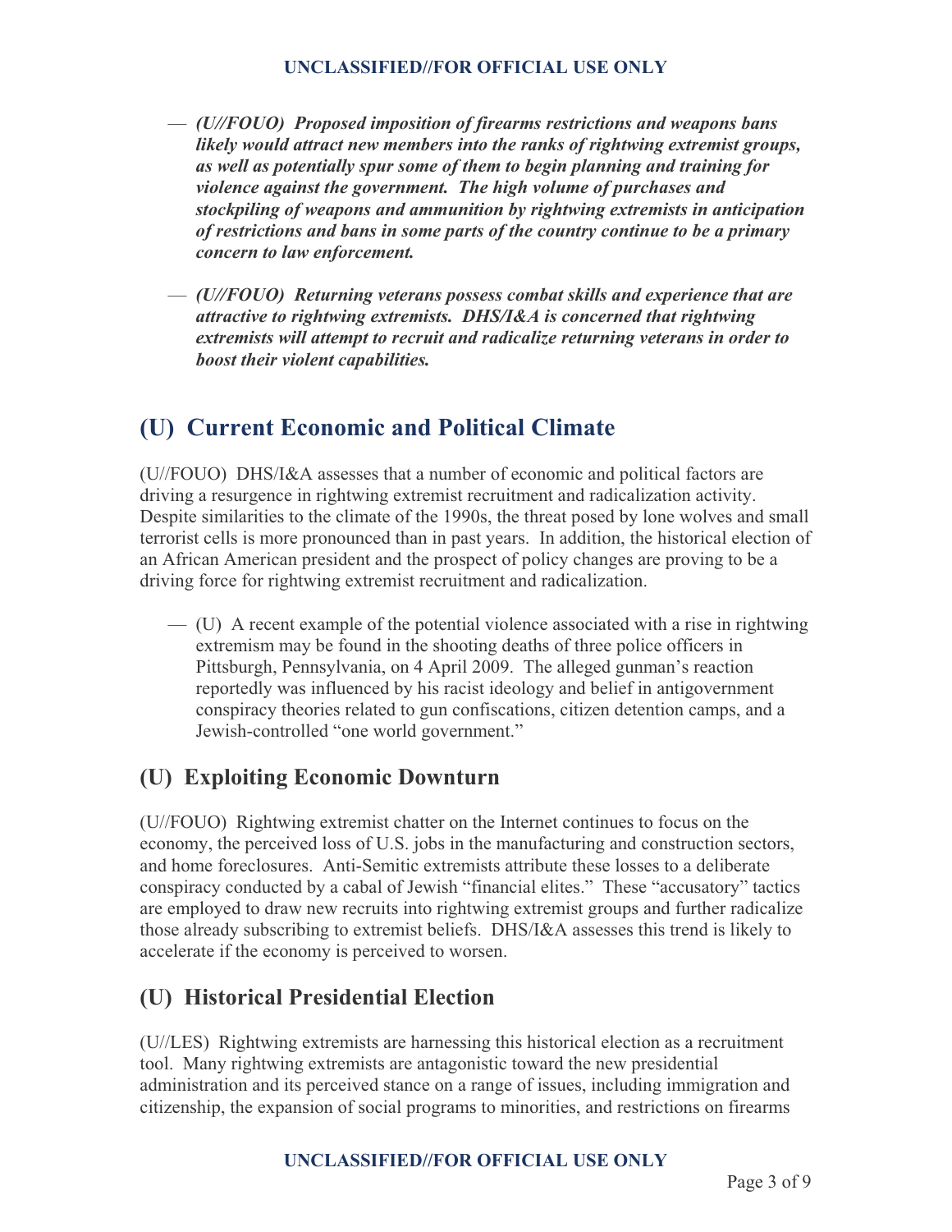- ***(U//FOUO) Proposed imposition of firearms restrictions and weapons bans likely would attract new members into the ranks of rightwing extremist groups, as well as potentially spur some of them to begin planning and training for violence against the government. The high volume of purchases and stockpiling of weapons and ammunition by rightwing extremists in anticipation of restrictions and bans in some parts of the country continue to be a primary concern to law enforcement.***

- ***(U//FOUO) Returning veterans possess combat skills and experience that are attractive to rightwing extremists. DHS/I&A is concerned that rightwing extremists will attempt to recruit and radicalize returning veterans in order to boost their violent capabilities.***

## (U) Current Economic and Political Climate

(U//FOUO) DHS/I&A assesses that a number of economic and political factors are driving a resurgence in rightwing extremist recruitment and radicalization activity. Despite similarities to the climate of the 1990s, the threat posed by lone wolves and small terrorist cells is more pronounced than in past years. In addition, the historical election of an African American president and the prospect of policy changes are proving to be a driving force for rightwing extremist recruitment and radicalization.

- (U) A recent example of the potential violence associated with a rise in rightwing extremism may be found in the shooting deaths of three police officers in Pittsburgh, Pennsylvania, on 4 April 2009. The alleged gunman's reaction reportedly was influenced by his racist ideology and belief in antigovernment conspiracy theories related to gun confiscations, citizen detention camps, and a Jewish-controlled "one world government."

### (U) Exploiting Economic Downturn

(U//FOUO) Rightwing extremist chatter on the Internet continues to focus on the economy, the perceived loss of U.S. jobs in the manufacturing and construction sectors, and home foreclosures. Anti-Semitic extremists attribute these losses to a deliberate conspiracy conducted by a cabal of Jewish "financial elites." These "accusatory" tactics are employed to draw new recruits into rightwing extremist groups and further radicalize those already subscribing to extremist beliefs. DHS/I&A assesses this trend is likely to accelerate if the economy is perceived to worsen.

### (U) Historical Presidential Election

(U//LES) Rightwing extremists are harnessing this historical election as a recruitment tool. Many rightwing extremists are antagonistic toward the new presidential administration and its perceived stance on a range of issues, including immigration and citizenship, the expansion of social programs to minorities, and restrictions on firearms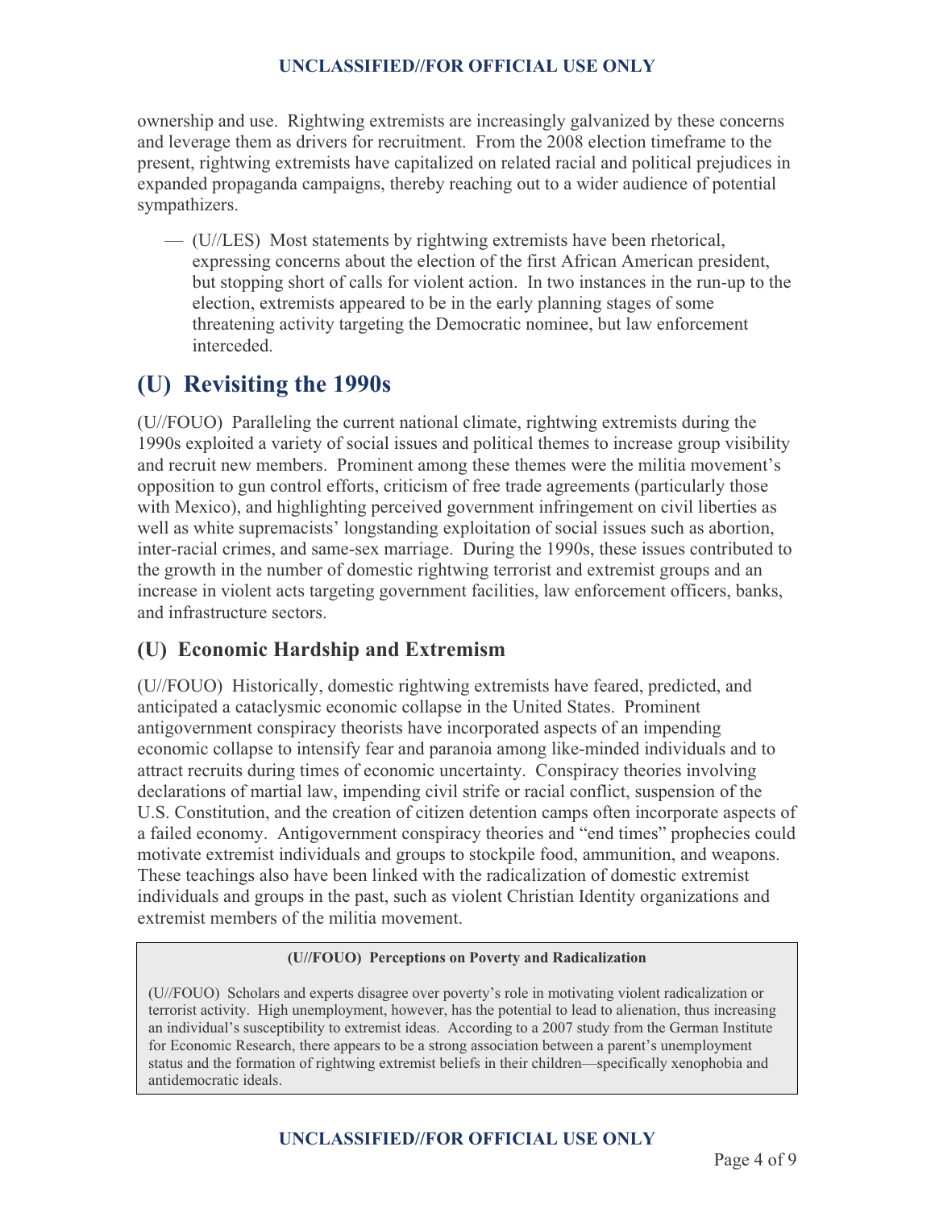ownership and use. Rightwing extremists are increasingly galvanized by these concerns and leverage them as drivers for recruitment. From the 2008 election timeframe to the present, rightwing extremists have capitalized on related racial and political prejudices in expanded propaganda campaigns, thereby reaching out to a wider audience of potential sympathizers.

— (U//LES) Most statements by rightwing extremists have been rhetorical, expressing concerns about the election of the first African American president, but stopping short of calls for violent action. In two instances in the run-up to the election, extremists appeared to be in the early planning stages of some threatening activity targeting the Democratic nominee, but law enforcement interceded.

## (U) Revisiting the 1990s

(U//FOUO) Paralleling the current national climate, rightwing extremists during the 1990s exploited a variety of social issues and political themes to increase group visibility and recruit new members. Prominent among these themes were the militia movement's opposition to gun control efforts, criticism of free trade agreements (particularly those with Mexico), and highlighting perceived government infringement on civil liberties as well as white supremacists' longstanding exploitation of social issues such as abortion, inter-racial crimes, and same-sex marriage. During the 1990s, these issues contributed to the growth in the number of domestic rightwing terrorist and extremist groups and an increase in violent acts targeting government facilities, law enforcement officers, banks, and infrastructure sectors.

### (U) Economic Hardship and Extremism

(U//FOUO) Historically, domestic rightwing extremists have feared, predicted, and anticipated a cataclysmic economic collapse in the United States. Prominent antigovernment conspiracy theorists have incorporated aspects of an impending economic collapse to intensify fear and paranoia among like-minded individuals and to attract recruits during times of economic uncertainty. Conspiracy theories involving declarations of martial law, impending civil strife or racial conflict, suspension of the U.S. Constitution, and the creation of citizen detention camps often incorporate aspects of a failed economy. Antigovernment conspiracy theories and "end times" prophecies could motivate extremist individuals and groups to stockpile food, ammunition, and weapons. These teachings also have been linked with the radicalization of domestic extremist individuals and groups in the past, such as violent Christian Identity organizations and extremist members of the militia movement.

**(U//FOUO) Perceptions on Poverty and Radicalization**

(U//FOUO) Scholars and experts disagree over poverty's role in motivating violent radicalization or terrorist activity. High unemployment, however, has the potential to lead to alienation, thus increasing an individual's susceptibility to extremist ideas. According to a 2007 study from the German Institute for Economic Research, there appears to be a strong association between a parent's unemployment status and the formation of rightwing extremist beliefs in their children—specifically xenophobia and antidemocratic ideals.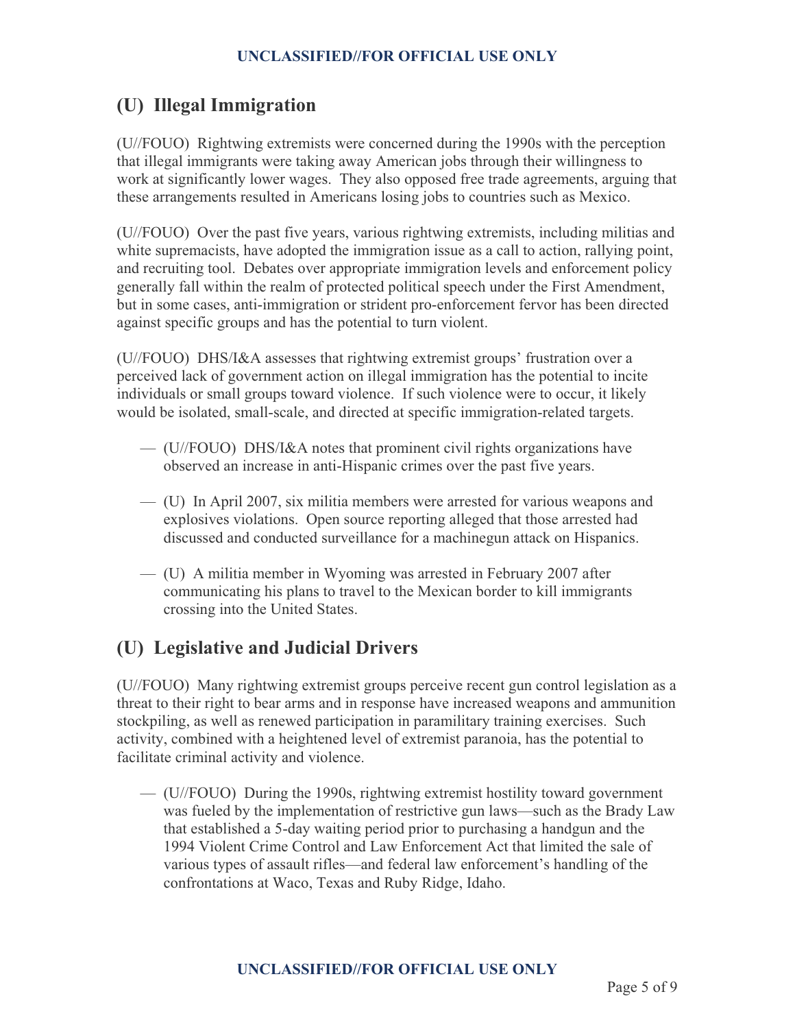## (U) Illegal Immigration

(U//FOUO) Rightwing extremists were concerned during the 1990s with the perception that illegal immigrants were taking away American jobs through their willingness to work at significantly lower wages. They also opposed free trade agreements, arguing that these arrangements resulted in Americans losing jobs to countries such as Mexico.

(U//FOUO) Over the past five years, various rightwing extremists, including militias and white supremacists, have adopted the immigration issue as a call to action, rallying point, and recruiting tool. Debates over appropriate immigration levels and enforcement policy generally fall within the realm of protected political speech under the First Amendment, but in some cases, anti-immigration or strident pro-enforcement fervor has been directed against specific groups and has the potential to turn violent.

(U//FOUO) DHS/I&A assesses that rightwing extremist groups' frustration over a perceived lack of government action on illegal immigration has the potential to incite individuals or small groups toward violence. If such violence were to occur, it likely would be isolated, small-scale, and directed at specific immigration-related targets.

- (U//FOUO) DHS/I&A notes that prominent civil rights organizations have observed an increase in anti-Hispanic crimes over the past five years.
- (U) In April 2007, six militia members were arrested for various weapons and explosives violations. Open source reporting alleged that those arrested had discussed and conducted surveillance for a machinegun attack on Hispanics.
- (U) A militia member in Wyoming was arrested in February 2007 after communicating his plans to travel to the Mexican border to kill immigrants crossing into the United States.

## (U) Legislative and Judicial Drivers

(U//FOUO) Many rightwing extremist groups perceive recent gun control legislation as a threat to their right to bear arms and in response have increased weapons and ammunition stockpiling, as well as renewed participation in paramilitary training exercises. Such activity, combined with a heightened level of extremist paranoia, has the potential to facilitate criminal activity and violence.

- (U//FOUO) During the 1990s, rightwing extremist hostility toward government was fueled by the implementation of restrictive gun laws—such as the Brady Law that established a 5-day waiting period prior to purchasing a handgun and the 1994 Violent Crime Control and Law Enforcement Act that limited the sale of various types of assault rifles—and federal law enforcement's handling of the confrontations at Waco, Texas and Ruby Ridge, Idaho.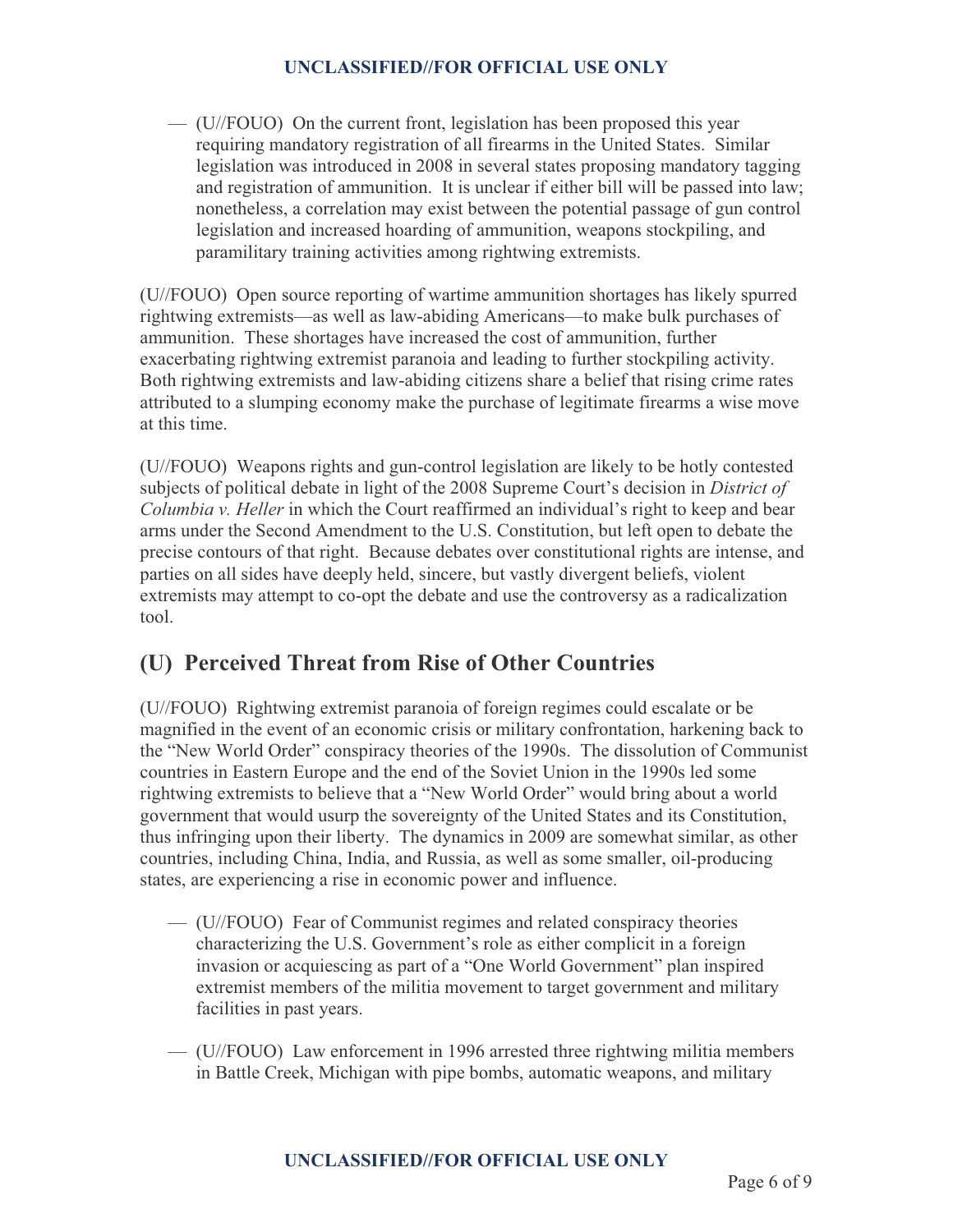— (U//FOUO) On the current front, legislation has been proposed this year requiring mandatory registration of all firearms in the United States. Similar legislation was introduced in 2008 in several states proposing mandatory tagging and registration of ammunition. It is unclear if either bill will be passed into law; nonetheless, a correlation may exist between the potential passage of gun control legislation and increased hoarding of ammunition, weapons stockpiling, and paramilitary training activities among rightwing extremists.

(U//FOUO) Open source reporting of wartime ammunition shortages has likely spurred rightwing extremists—as well as law-abiding Americans—to make bulk purchases of ammunition. These shortages have increased the cost of ammunition, further exacerbating rightwing extremist paranoia and leading to further stockpiling activity. Both rightwing extremists and law-abiding citizens share a belief that rising crime rates attributed to a slumping economy make the purchase of legitimate firearms a wise move at this time.

(U//FOUO) Weapons rights and gun-control legislation are likely to be hotly contested subjects of political debate in light of the 2008 Supreme Court's decision in *District of Columbia v. Heller* in which the Court reaffirmed an individual's right to keep and bear arms under the Second Amendment to the U.S. Constitution, but left open to debate the precise contours of that right. Because debates over constitutional rights are intense, and parties on all sides have deeply held, sincere, but vastly divergent beliefs, violent extremists may attempt to co-opt the debate and use the controversy as a radicalization tool.

## (U) Perceived Threat from Rise of Other Countries

(U//FOUO) Rightwing extremist paranoia of foreign regimes could escalate or be magnified in the event of an economic crisis or military confrontation, harkening back to the "New World Order" conspiracy theories of the 1990s. The dissolution of Communist countries in Eastern Europe and the end of the Soviet Union in the 1990s led some rightwing extremists to believe that a "New World Order" would bring about a world government that would usurp the sovereignty of the United States and its Constitution, thus infringing upon their liberty. The dynamics in 2009 are somewhat similar, as other countries, including China, India, and Russia, as well as some smaller, oil-producing states, are experiencing a rise in economic power and influence.

— (U//FOUO) Fear of Communist regimes and related conspiracy theories characterizing the U.S. Government's role as either complicit in a foreign invasion or acquiescing as part of a "One World Government" plan inspired extremist members of the militia movement to target government and military facilities in past years.

— (U//FOUO) Law enforcement in 1996 arrested three rightwing militia members in Battle Creek, Michigan with pipe bombs, automatic weapons, and military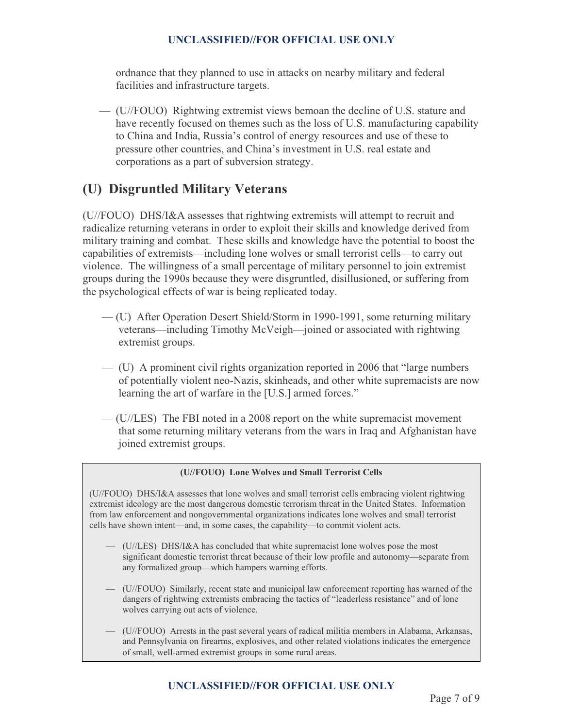ordnance that they planned to use in attacks on nearby military and federal facilities and infrastructure targets.

— (U//FOUO) Rightwing extremist views bemoan the decline of U.S. stature and have recently focused on themes such as the loss of U.S. manufacturing capability to China and India, Russia's control of energy resources and use of these to pressure other countries, and China's investment in U.S. real estate and corporations as a part of subversion strategy.

## (U) Disgruntled Military Veterans

(U//FOUO) DHS/I&A assesses that rightwing extremists will attempt to recruit and radicalize returning veterans in order to exploit their skills and knowledge derived from military training and combat. These skills and knowledge have the potential to boost the capabilities of extremists—including lone wolves or small terrorist cells—to carry out violence. The willingness of a small percentage of military personnel to join extremist groups during the 1990s because they were disgruntled, disillusioned, or suffering from the psychological effects of war is being replicated today.

— (U) After Operation Desert Shield/Storm in 1990-1991, some returning military veterans—including Timothy McVeigh—joined or associated with rightwing extremist groups.

— (U) A prominent civil rights organization reported in 2006 that "large numbers of potentially violent neo-Nazis, skinheads, and other white supremacists are now learning the art of warfare in the [U.S.] armed forces."

— (U//LES) The FBI noted in a 2008 report on the white supremacist movement that some returning military veterans from the wars in Iraq and Afghanistan have joined extremist groups.

**(U//FOUO) Lone Wolves and Small Terrorist Cells**

(U//FOUO) DHS/I&A assesses that lone wolves and small terrorist cells embracing violent rightwing extremist ideology are the most dangerous domestic terrorism threat in the United States. Information from law enforcement and nongovernmental organizations indicates lone wolves and small terrorist cells have shown intent—and, in some cases, the capability—to commit violent acts.

— (U//LES) DHS/I&A has concluded that white supremacist lone wolves pose the most significant domestic terrorist threat because of their low profile and autonomy—separate from any formalized group—which hampers warning efforts.

— (U//FOUO) Similarly, recent state and municipal law enforcement reporting has warned of the dangers of rightwing extremists embracing the tactics of "leaderless resistance" and of lone wolves carrying out acts of violence.

— (U//FOUO) Arrests in the past several years of radical militia members in Alabama, Arkansas, and Pennsylvania on firearms, explosives, and other related violations indicates the emergence of small, well-armed extremist groups in some rural areas.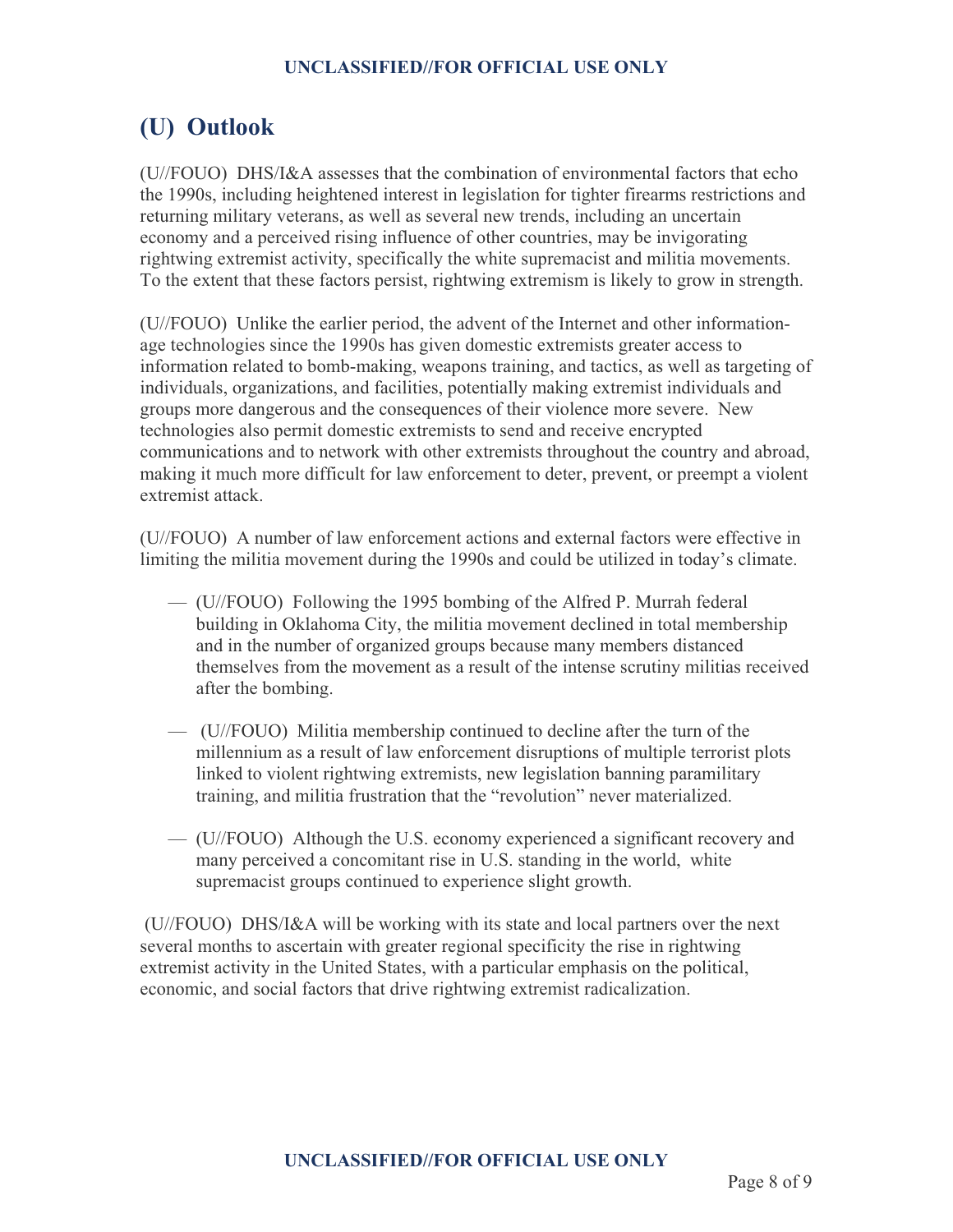## (U) Outlook

(U//FOUO) DHS/I&A assesses that the combination of environmental factors that echo the 1990s, including heightened interest in legislation for tighter firearms restrictions and returning military veterans, as well as several new trends, including an uncertain economy and a perceived rising influence of other countries, may be invigorating rightwing extremist activity, specifically the white supremacist and militia movements. To the extent that these factors persist, rightwing extremism is likely to grow in strength.

(U//FOUO) Unlike the earlier period, the advent of the Internet and other information-age technologies since the 1990s has given domestic extremists greater access to information related to bomb-making, weapons training, and tactics, as well as targeting of individuals, organizations, and facilities, potentially making extremist individuals and groups more dangerous and the consequences of their violence more severe. New technologies also permit domestic extremists to send and receive encrypted communications and to network with other extremists throughout the country and abroad, making it much more difficult for law enforcement to deter, prevent, or preempt a violent extremist attack.

(U//FOUO) A number of law enforcement actions and external factors were effective in limiting the militia movement during the 1990s and could be utilized in today's climate.

- (U//FOUO) Following the 1995 bombing of the Alfred P. Murrah federal building in Oklahoma City, the militia movement declined in total membership and in the number of organized groups because many members distanced themselves from the movement as a result of the intense scrutiny militias received after the bombing.

- (U//FOUO) Militia membership continued to decline after the turn of the millennium as a result of law enforcement disruptions of multiple terrorist plots linked to violent rightwing extremists, new legislation banning paramilitary training, and militia frustration that the "revolution" never materialized.

- (U//FOUO) Although the U.S. economy experienced a significant recovery and many perceived a concomitant rise in U.S. standing in the world, white supremacist groups continued to experience slight growth.

(U//FOUO) DHS/I&A will be working with its state and local partners over the next several months to ascertain with greater regional specificity the rise in rightwing extremist activity in the United States, with a particular emphasis on the political, economic, and social factors that drive rightwing extremist radicalization.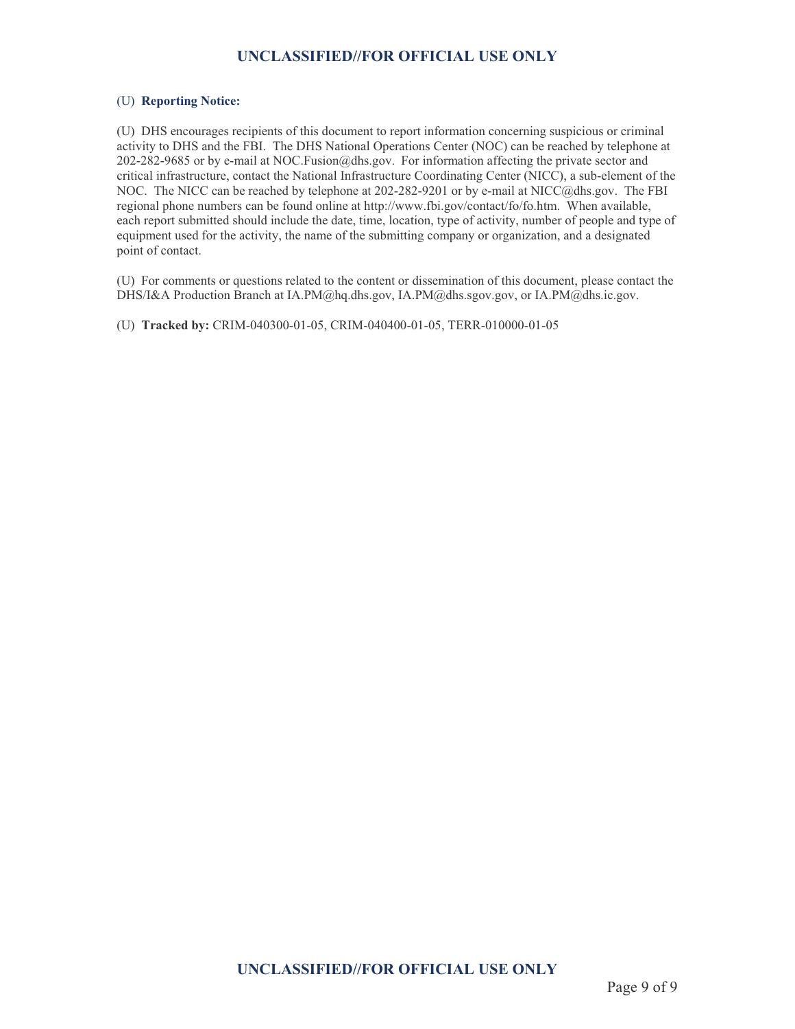(U) **Reporting Notice:**

(U) DHS encourages recipients of this document to report information concerning suspicious or criminal activity to DHS and the FBI. The DHS National Operations Center (NOC) can be reached by telephone at 202-282-9685 or by e-mail at NOC.Fusion@dhs.gov. For information affecting the private sector and critical infrastructure, contact the National Infrastructure Coordinating Center (NICC), a sub-element of the NOC. The NICC can be reached by telephone at 202-282-9201 or by e-mail at NICC@dhs.gov. The FBI regional phone numbers can be found online at http://www.fbi.gov/contact/fo/fo.htm. When available, each report submitted should include the date, time, location, type of activity, number of people and type of equipment used for the activity, the name of the submitting company or organization, and a designated point of contact.

(U) For comments or questions related to the content or dissemination of this document, please contact the DHS/I&A Production Branch at IA.PM@hq.dhs.gov, IA.PM@dhs.sgov.gov, or IA.PM@dhs.ic.gov.

(U) **Tracked by:** CRIM-040300-01-05, CRIM-040400-01-05, TERR-010000-01-05